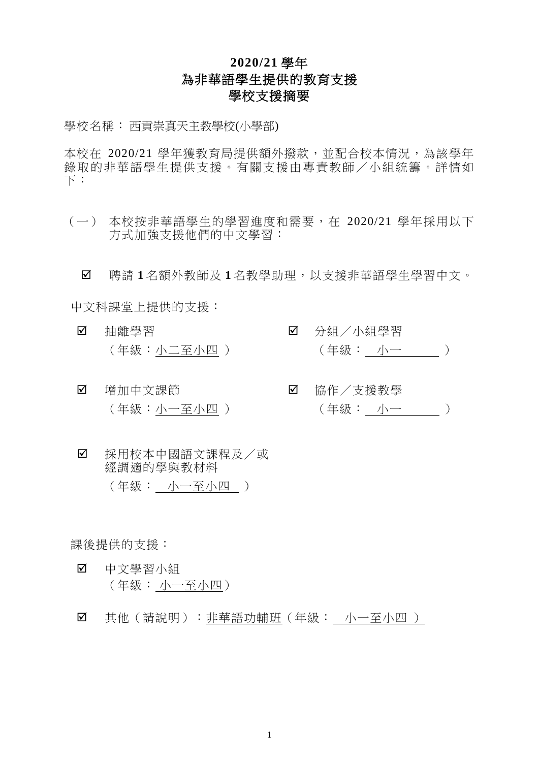# 2020/21 學年
# 為非華語學生提供的教育支援
# 學校支援摘要

學校名稱： 西貢崇真天主教學校(小學部)

本校在 2020/21 學年獲教育局提供額外撥款，並配合校本情況，為該學年錄取的非華語學生提供支援。有關支援由專責教師／小組統籌。詳情如下：

（一） 本校按非華語學生的學習進度和需要，在 2020/21 學年採用以下方式加強支援他們的中文學習：

☑ 聘請 **1** 名額外教師及 **1** 名教學助理，以支援非華語學生學習中文。

中文科課堂上提供的支援：

☑ 抽離學習
（年級：小二至小四）

☑ 分組／小組學習
（年級：小一）

☑ 增加中文課節
（年級：小一至小四）

☑ 協作／支援教學
（年級：小一）

☑ 採用校本中國語文課程及／或經調適的學與教材料
（年級：小一至小四）

課後提供的支援：

☑ 中文學習小組
（年級：小一至小四）

☑ 其他（請說明）：非華語功輔班（年級：小一至小四）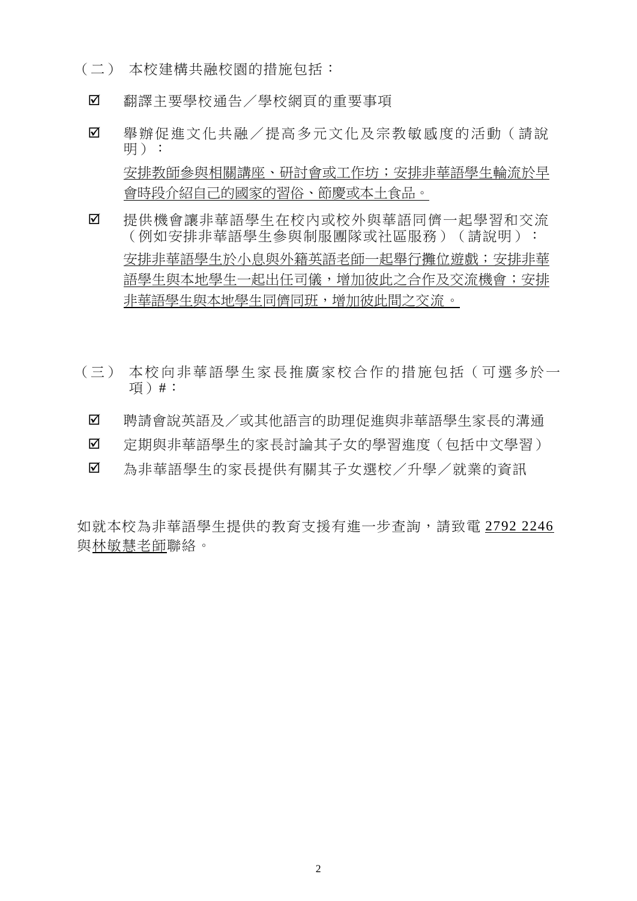（二） 本校建構共融校園的措施包括：

☑ 翻譯主要學校通告／學校網頁的重要事項

☑ 舉辦促進文化共融／提高多元文化及宗教敏感度的活動（請說明）：

安排教師參與相關講座、研討會或工作坊；安排非華語學生輪流於早會時段介紹自己的國家的習俗、節慶或本土食品。

☑ 提供機會讓非華語學生在校內或校外與華語同儕一起學習和交流（例如安排非華語學生參與制服團隊或社區服務）（請說明）：

安排非華語學生於小息與外籍英語老師一起舉行攤位遊戲；安排非華語學生與本地學生一起出任司儀，增加彼此之合作及交流機會；安排非華語學生與本地學生同儕同班，增加彼此間之交流。

（三） 本校向非華語學生家長推廣家校合作的措施包括（可選多於一項）#：

☑ 聘請會說英語及／或其他語言的助理促進與非華語學生家長的溝通

☑ 定期與非華語學生的家長討論其子女的學習進度（包括中文學習）

☑ 為非華語學生的家長提供有關其子女選校／升學／就業的資訊

如就本校為非華語學生提供的教育支援有進一步查詢，請致電 2792 2246 與林敏慧老師聯絡。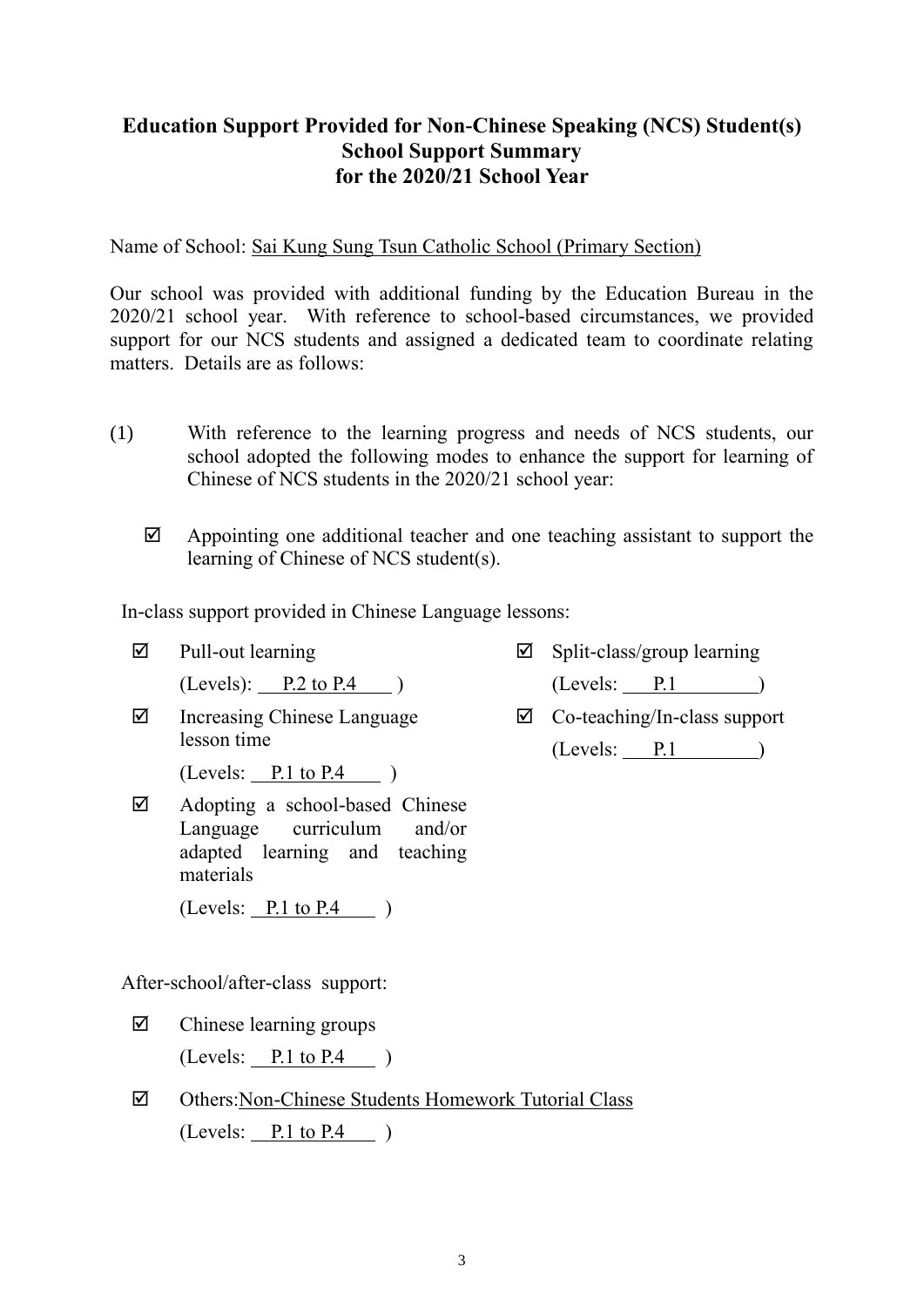# Education Support Provided for Non-Chinese Speaking (NCS) Student(s)
## School Support Summary
## for the 2020/21 School Year

Name of School: Sai Kung Sung Tsun Catholic School (Primary Section)

Our school was provided with additional funding by the Education Bureau in the 2020/21 school year. With reference to school-based circumstances, we provided support for our NCS students and assigned a dedicated team to coordinate relating matters. Details are as follows:

(1) With reference to the learning progress and needs of NCS students, our school adopted the following modes to enhance the support for learning of Chinese of NCS students in the 2020/21 school year:

- ☑ Appointing one additional teacher and one teaching assistant to support the learning of Chinese of NCS student(s).

In-class support provided in Chinese Language lessons:

- ☑ Pull-out learning (Levels): P.2 to P.4 )
- ☑ Increasing Chinese Language lesson time (Levels: P.1 to P.4 )
- ☑ Adopting a school-based Chinese Language curriculum and/or adapted learning and teaching materials (Levels: P.1 to P.4 )
- ☑ Split-class/group learning (Levels: P.1 )
- ☑ Co-teaching/In-class support (Levels: P.1 )

After-school/after-class support:

- ☑ Chinese learning groups (Levels: P.1 to P.4 )
- ☑ Others: Non-Chinese Students Homework Tutorial Class (Levels: P.1 to P.4 )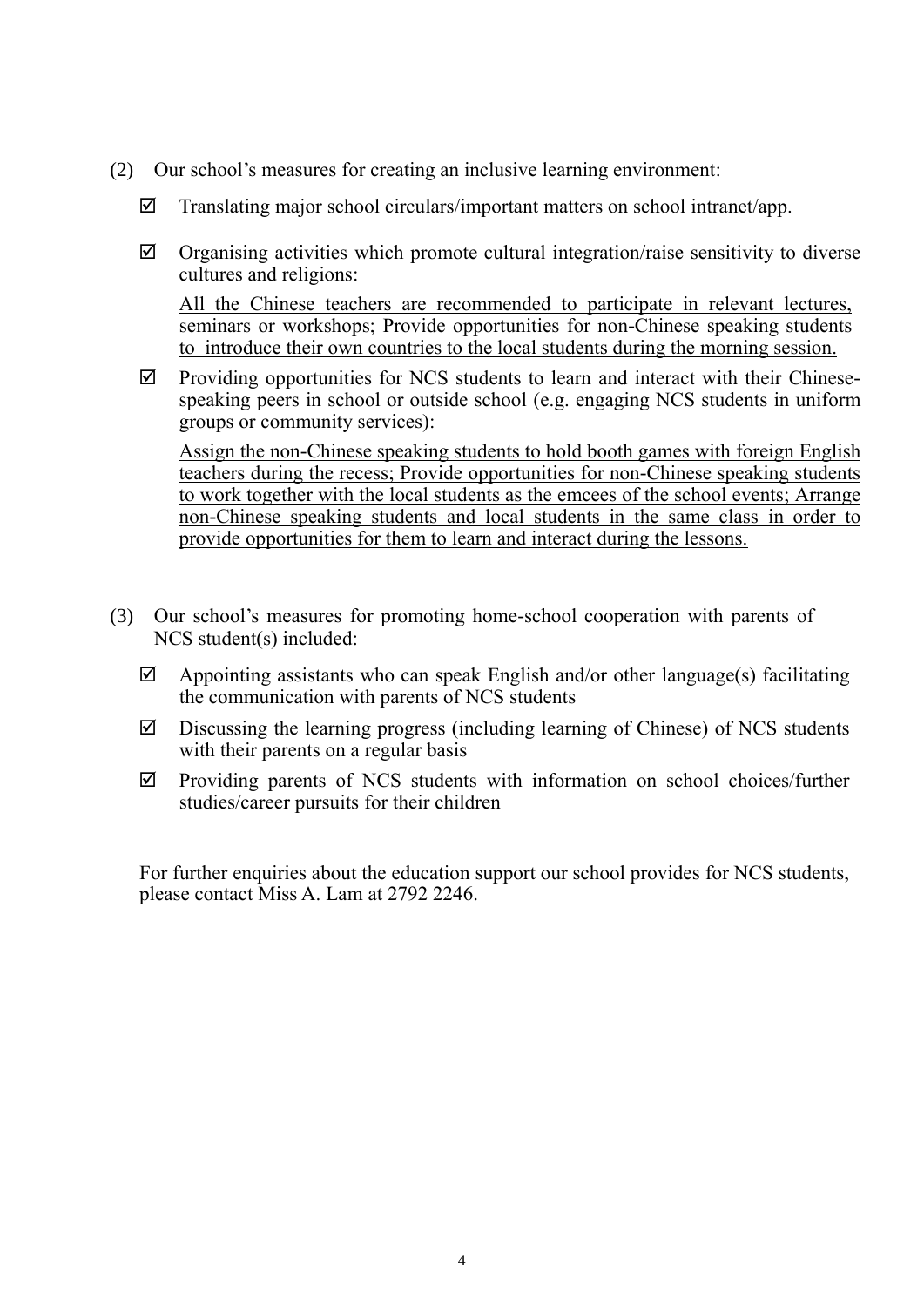(2) Our school's measures for creating an inclusive learning environment:

- ☑ Translating major school circulars/important matters on school intranet/app.
- ☑ Organising activities which promote cultural integration/raise sensitivity to diverse cultures and religions:

  <u>All the Chinese teachers are recommended to participate in relevant lectures, seminars or workshops; Provide opportunities for non-Chinese speaking students to introduce their own countries to the local students during the morning session.</u>

- ☑ Providing opportunities for NCS students to learn and interact with their Chinese-speaking peers in school or outside school (e.g. engaging NCS students in uniform groups or community services):

  <u>Assign the non-Chinese speaking students to hold booth games with foreign English teachers during the recess; Provide opportunities for non-Chinese speaking students to work together with the local students as the emcees of the school events; Arrange non-Chinese speaking students and local students in the same class in order to provide opportunities for them to learn and interact during the lessons.</u>

(3) Our school's measures for promoting home-school cooperation with parents of NCS student(s) included:

- ☑ Appointing assistants who can speak English and/or other language(s) facilitating the communication with parents of NCS students
- ☑ Discussing the learning progress (including learning of Chinese) of NCS students with their parents on a regular basis
- ☑ Providing parents of NCS students with information on school choices/further studies/career pursuits for their children

For further enquiries about the education support our school provides for NCS students, please contact Miss A. Lam at 2792 2246.